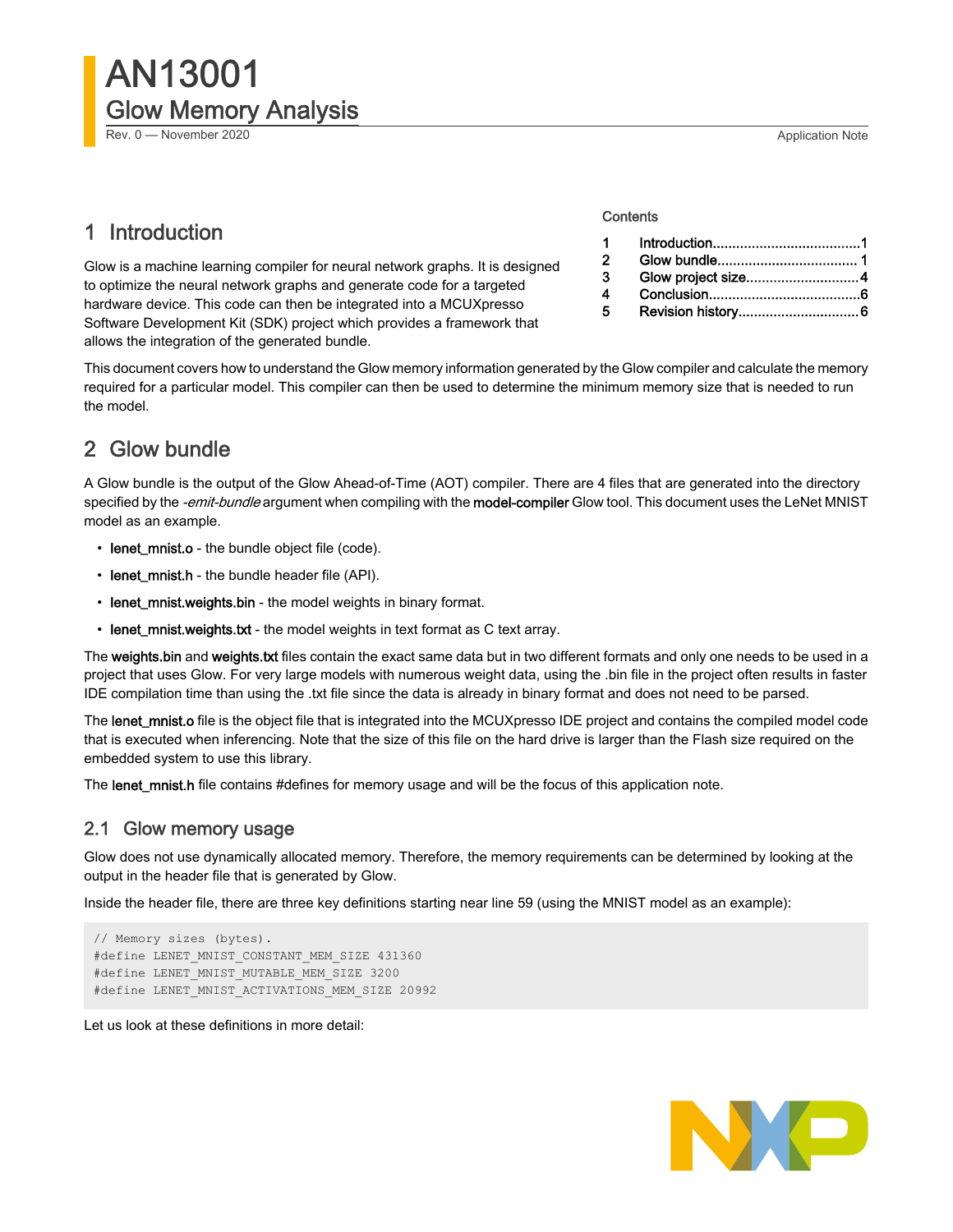# AN13001

## Glow Memory Analysis

Rev. 0 — November 2020

Application Note

Contents

| | | |
|---|---|---|
| 1 | Introduction | 1 |
| 2 | Glow bundle | 1 |
| 3 | Glow project size | 4 |
| 4 | Conclusion | 6 |
| 5 | Revision history | 6 |

## 1 Introduction

Glow is a machine learning compiler for neural network graphs. It is designed to optimize the neural network graphs and generate code for a targeted hardware device. This code can then be integrated into a MCUXpresso Software Development Kit (SDK) project which provides a framework that allows the integration of the generated bundle.

This document covers how to understand the Glow memory information generated by the Glow compiler and calculate the memory required for a particular model. This compiler can then be used to determine the minimum memory size that is needed to run the model.

## 2 Glow bundle

A Glow bundle is the output of the Glow Ahead-of-Time (AOT) compiler. There are 4 files that are generated into the directory specified by the *-emit-bundle* argument when compiling with the **model-compiler** Glow tool. This document uses the LeNet MNIST model as an example.

- **lenet_mnist.o** - the bundle object file (code).
- **lenet_mnist.h** - the bundle header file (API).
- **lenet_mnist.weights.bin** - the model weights in binary format.
- **lenet_mnist.weights.txt** - the model weights in text format as C text array.

The **weights.bin** and **weights.txt** files contain the exact same data but in two different formats and only one needs to be used in a project that uses Glow. For very large models with numerous weight data, using the .bin file in the project often results in faster IDE compilation time than using the .txt file since the data is already in binary format and does not need to be parsed.

The **lenet_mnist.o** file is the object file that is integrated into the MCUXpresso IDE project and contains the compiled model code that is executed when inferencing. Note that the size of this file on the hard drive is larger than the Flash size required on the embedded system to use this library.

The **lenet_mnist.h** file contains #defines for memory usage and will be the focus of this application note.

### 2.1 Glow memory usage

Glow does not use dynamically allocated memory. Therefore, the memory requirements can be determined by looking at the output in the header file that is generated by Glow.

Inside the header file, there are three key definitions starting near line 59 (using the MNIST model as an example):

```
// Memory sizes (bytes).
#define LENET_MNIST_CONSTANT_MEM_SIZE 431360
#define LENET_MNIST_MUTABLE_MEM_SIZE 3200
#define LENET_MNIST_ACTIVATIONS_MEM_SIZE 20992
```

Let us look at these definitions in more detail: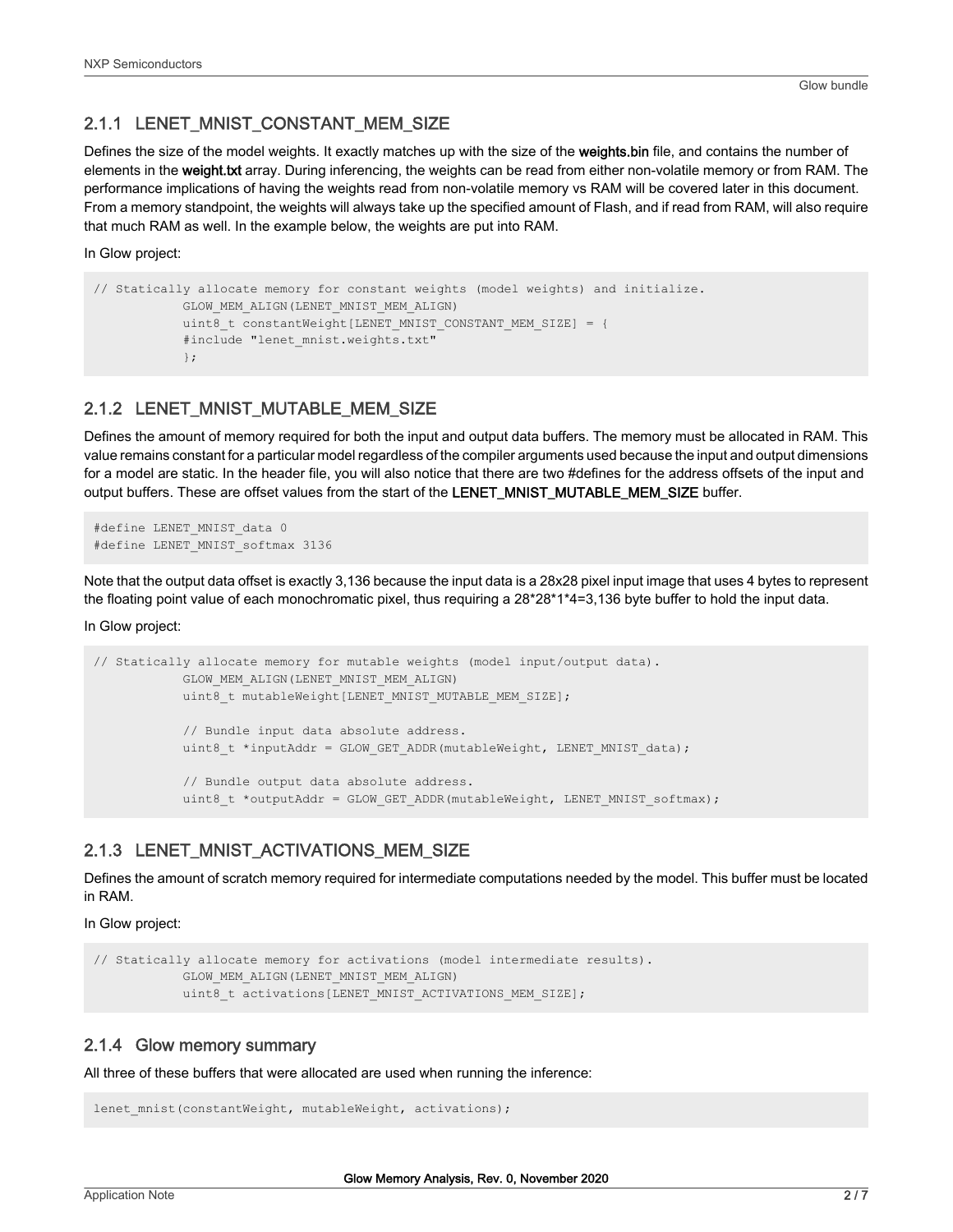### 2.1.1 LENET_MNIST_CONSTANT_MEM_SIZE

Defines the size of the model weights. It exactly matches up with the size of the **weights.bin** file, and contains the number of elements in the **weight.txt** array. During inferencing, the weights can be read from either non-volatile memory or from RAM. The performance implications of having the weights read from non-volatile memory vs RAM will be covered later in this document. From a memory standpoint, the weights will always take up the specified amount of Flash, and if read from RAM, will also require that much RAM as well. In the example below, the weights are put into RAM.

In Glow project:

```
// Statically allocate memory for constant weights (model weights) and initialize.
            GLOW_MEM_ALIGN(LENET_MNIST_MEM_ALIGN)
            uint8_t constantWeight[LENET_MNIST_CONSTANT_MEM_SIZE] = {
            #include "lenet_mnist.weights.txt"
            };
```

### 2.1.2 LENET_MNIST_MUTABLE_MEM_SIZE

Defines the amount of memory required for both the input and output data buffers. The memory must be allocated in RAM. This value remains constant for a particular model regardless of the compiler arguments used because the input and output dimensions for a model are static. In the header file, you will also notice that there are two #defines for the address offsets of the input and output buffers. These are offset values from the start of the **LENET_MNIST_MUTABLE_MEM_SIZE** buffer.

```
#define LENET_MNIST_data 0
#define LENET_MNIST_softmax 3136
```

Note that the output data offset is exactly 3,136 because the input data is a 28x28 pixel input image that uses 4 bytes to represent the floating point value of each monochromatic pixel, thus requiring a 28*28*1*4=3,136 byte buffer to hold the input data.

In Glow project:

```
// Statically allocate memory for mutable weights (model input/output data).
            GLOW_MEM_ALIGN(LENET_MNIST_MEM_ALIGN)
            uint8_t mutableWeight[LENET_MNIST_MUTABLE_MEM_SIZE];

            // Bundle input data absolute address.
            uint8_t *inputAddr = GLOW_GET_ADDR(mutableWeight, LENET_MNIST_data);

            // Bundle output data absolute address.
            uint8_t *outputAddr = GLOW_GET_ADDR(mutableWeight, LENET_MNIST_softmax);
```

### 2.1.3 LENET_MNIST_ACTIVATIONS_MEM_SIZE

Defines the amount of scratch memory required for intermediate computations needed by the model. This buffer must be located in RAM.

In Glow project:

```
// Statically allocate memory for activations (model intermediate results).
            GLOW_MEM_ALIGN(LENET_MNIST_MEM_ALIGN)
            uint8_t activations[LENET_MNIST_ACTIVATIONS_MEM_SIZE];
```

### 2.1.4 Glow memory summary

All three of these buffers that were allocated are used when running the inference:

```
lenet_mnist(constantWeight, mutableWeight, activations);
```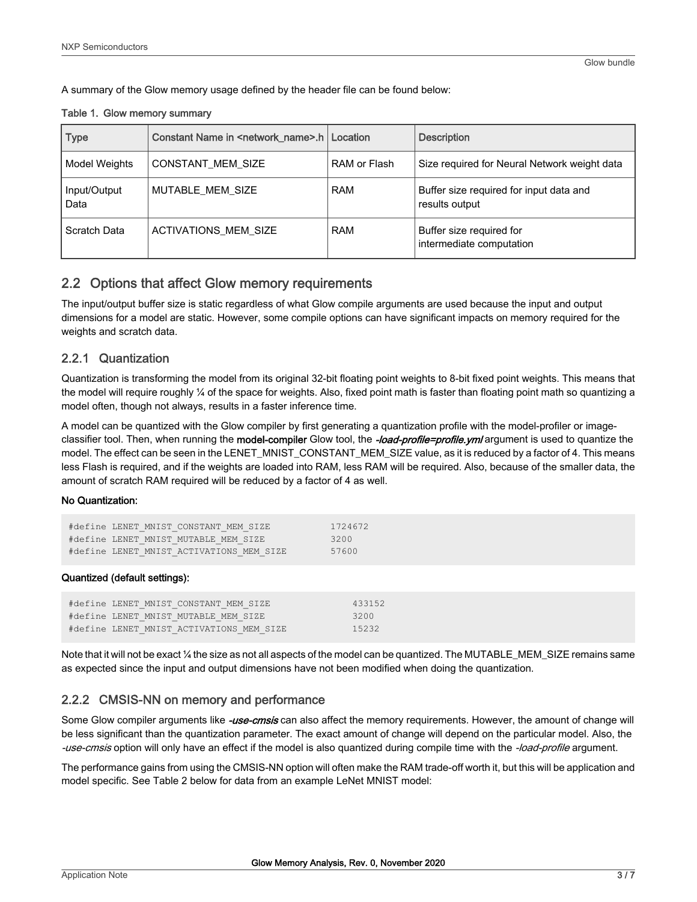A summary of the Glow memory usage defined by the header file can be found below:

**Table 1. Glow memory summary**

| Type | Constant Name in <network_name>.h | Location | Description |
| --- | --- | --- | --- |
| Model Weights | CONSTANT_MEM_SIZE | RAM or Flash | Size required for Neural Network weight data |
| Input/Output Data | MUTABLE_MEM_SIZE | RAM | Buffer size required for input data and results output |
| Scratch Data | ACTIVATIONS_MEM_SIZE | RAM | Buffer size required for intermediate computation |

## 2.2 Options that affect Glow memory requirements

The input/output buffer size is static regardless of what Glow compile arguments are used because the input and output dimensions for a model are static. However, some compile options can have significant impacts on memory required for the weights and scratch data.

### 2.2.1 Quantization

Quantization is transforming the model from its original 32-bit floating point weights to 8-bit fixed point weights. This means that the model will require roughly ¼ of the space for weights. Also, fixed point math is faster than floating point math so quantizing a model often, though not always, results in a faster inference time.

A model can be quantized with the Glow compiler by first generating a quantization profile with the model-profiler or image-classifier tool. Then, when running the **model-compiler** Glow tool, the ***-load-profile=profile.yml*** argument is used to quantize the model. The effect can be seen in the LENET_MNIST_CONSTANT_MEM_SIZE value, as it is reduced by a factor of 4. This means less Flash is required, and if the weights are loaded into RAM, less RAM will be required. Also, because of the smaller data, the amount of scratch RAM required will be reduced by a factor of 4 as well.

**No Quantization:**

```
#define LENET_MNIST_CONSTANT_MEM_SIZE          1724672
#define LENET_MNIST_MUTABLE_MEM_SIZE           3200
#define LENET_MNIST_ACTIVATIONS_MEM_SIZE       57600
```

**Quantized (default settings):**

```
#define LENET_MNIST_CONSTANT_MEM_SIZE              433152
#define LENET_MNIST_MUTABLE_MEM_SIZE               3200
#define LENET_MNIST_ACTIVATIONS_MEM_SIZE           15232
```

Note that it will not be exact ¼ the size as not all aspects of the model can be quantized. The MUTABLE_MEM_SIZE remains same as expected since the input and output dimensions have not been modified when doing the quantization.

### 2.2.2 CMSIS-NN on memory and performance

Some Glow compiler arguments like ***-use-cmsis*** can also affect the memory requirements. However, the amount of change will be less significant than the quantization parameter. The exact amount of change will depend on the particular model. Also, the *-use-cmsis* option will only have an effect if the model is also quantized during compile time with the *-load-profile* argument.

The performance gains from using the CMSIS-NN option will often make the RAM trade-off worth it, but this will be application and model specific. See Table 2 below for data from an example LeNet MNIST model: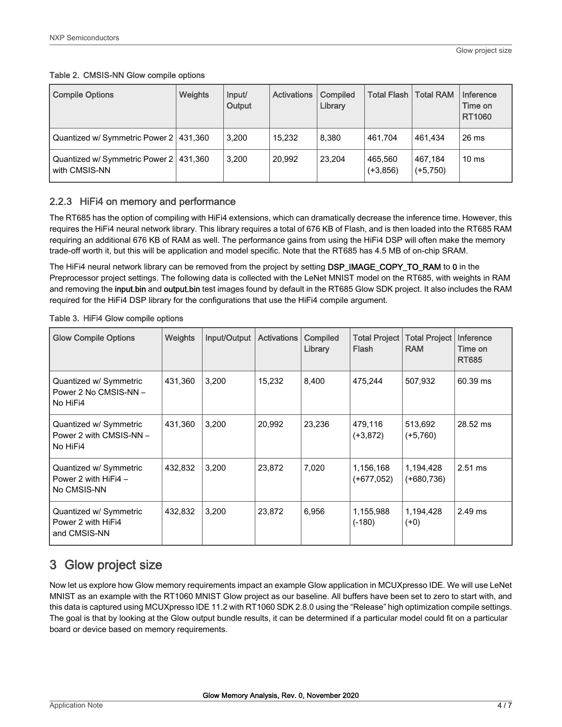Table 2. CMSIS-NN Glow compile options

| Compile Options | Weights | Input/ Output | Activations | Compiled Library | Total Flash | Total RAM | Inference Time on RT1060 |
|---|---|---|---|---|---|---|---|
| Quantized w/ Symmetric Power 2 | 431,360 | 3,200 | 15,232 | 8,380 | 461,704 | 461,434 | 26 ms |
| Quantized w/ Symmetric Power 2 with CMSIS-NN | 431,360 | 3,200 | 20,992 | 23,204 | 465,560 (+3,856) | 467,184 (+5,750) | 10 ms |

### 2.2.3 HiFi4 on memory and performance

The RT685 has the option of compiling with HiFi4 extensions, which can dramatically decrease the inference time. However, this requires the HiFi4 neural network library. This library requires a total of 676 KB of Flash, and is then loaded into the RT685 RAM requiring an additional 676 KB of RAM as well. The performance gains from using the HiFi4 DSP will often make the memory trade-off worth it, but this will be application and model specific. Note that the RT685 has 4.5 MB of on-chip SRAM.

The HiFi4 neural network library can be removed from the project by setting **DSP_IMAGE_COPY_TO_RAM** to **0** in the Preprocessor project settings. The following data is collected with the LeNet MNIST model on the RT685, with weights in RAM and removing the **input.bin** and **output.bin** test images found by default in the RT685 Glow SDK project. It also includes the RAM required for the HiFi4 DSP library for the configurations that use the HiFi4 compile argument.

Table 3. HiFi4 Glow compile options

| Glow Compile Options | Weights | Input/Output | Activations | Compiled Library | Total Project Flash | Total Project RAM | Inference Time on RT685 |
|---|---|---|---|---|---|---|---|
| Quantized w/ Symmetric Power 2 No CMSIS-NN – No HiFi4 | 431,360 | 3,200 | 15,232 | 8,400 | 475,244 | 507,932 | 60.39 ms |
| Quantized w/ Symmetric Power 2 with CMSIS-NN – No HiFi4 | 431,360 | 3,200 | 20,992 | 23,236 | 479,116 (+3,872) | 513,692 (+5,760) | 28.52 ms |
| Quantized w/ Symmetric Power 2 with HiFi4 – No CMSIS-NN | 432,832 | 3,200 | 23,872 | 7,020 | 1,156,168 (+677,052) | 1,194,428 (+680,736) | 2.51 ms |
| Quantized w/ Symmetric Power 2 with HiFi4 and CMSIS-NN | 432,832 | 3,200 | 23,872 | 6,956 | 1,155,988 (-180) | 1,194,428 (+0) | 2.49 ms |

# 3 Glow project size

Now let us explore how Glow memory requirements impact an example Glow application in MCUXpresso IDE. We will use LeNet MNIST as an example with the RT1060 MNIST Glow project as our baseline. All buffers have been set to zero to start with, and this data is captured using MCUXpresso IDE 11.2 with RT1060 SDK 2.8.0 using the "Release" high optimization compile settings. The goal is that by looking at the Glow output bundle results, it can be determined if a particular model could fit on a particular board or device based on memory requirements.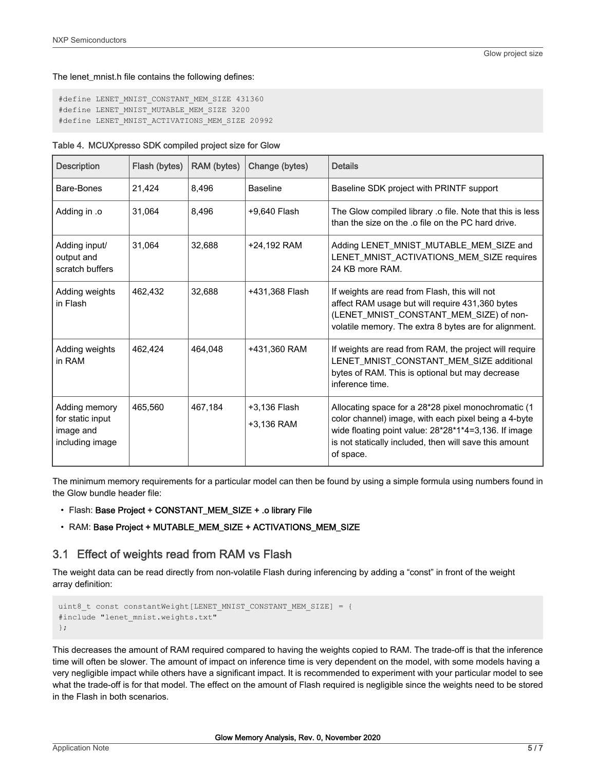The lenet_mnist.h file contains the following defines:

```
#define LENET_MNIST_CONSTANT_MEM_SIZE 431360
#define LENET_MNIST_MUTABLE_MEM_SIZE 3200
#define LENET_MNIST_ACTIVATIONS_MEM_SIZE 20992
```

Table 4. MCUXpresso SDK compiled project size for Glow

| Description | Flash (bytes) | RAM (bytes) | Change (bytes) | Details |
|---|---|---|---|---|
| Bare-Bones | 21,424 | 8,496 | Baseline | Baseline SDK project with PRINTF support |
| Adding in .o | 31,064 | 8,496 | +9,640 Flash | The Glow compiled library .o file. Note that this is less than the size on the .o file on the PC hard drive. |
| Adding input/ output and scratch buffers | 31,064 | 32,688 | +24,192 RAM | Adding LENET_MNIST_MUTABLE_MEM_SIZE and LENET_MNIST_ACTIVATIONS_MEM_SIZE requires 24 KB more RAM. |
| Adding weights in Flash | 462,432 | 32,688 | +431,368 Flash | If weights are read from Flash, this will not affect RAM usage but will require 431,360 bytes (LENET_MNIST_CONSTANT_MEM_SIZE) of non-volatile memory. The extra 8 bytes are for alignment. |
| Adding weights in RAM | 462,424 | 464,048 | +431,360 RAM | If weights are read from RAM, the project will require LENET_MNIST_CONSTANT_MEM_SIZE additional bytes of RAM. This is optional but may decrease inference time. |
| Adding memory for static input image and including image | 465,560 | 467,184 | +3,136 Flash<br>+3,136 RAM | Allocating space for a 28*28 pixel monochromatic (1 color channel) image, with each pixel being a 4-byte wide floating point value: 28*28*1*4=3,136. If image is not statically included, then will save this amount of space. |

The minimum memory requirements for a particular model can then be found by using a simple formula using numbers found in the Glow bundle header file:

- Flash: **Base Project + CONSTANT_MEM_SIZE + .o library File**
- RAM: **Base Project + MUTABLE_MEM_SIZE + ACTIVATIONS_MEM_SIZE**

## 3.1 Effect of weights read from RAM vs Flash

The weight data can be read directly from non-volatile Flash during inferencing by adding a "const" in front of the weight array definition:

```
uint8_t const constantWeight[LENET_MNIST_CONSTANT_MEM_SIZE] = {
#include "lenet_mnist.weights.txt"
};
```

This decreases the amount of RAM required compared to having the weights copied to RAM. The trade-off is that the inference time will often be slower. The amount of impact on inference time is very dependent on the model, with some models having a very negligible impact while others have a significant impact. It is recommended to experiment with your particular model to see what the trade-off is for that model. The effect on the amount of Flash required is negligible since the weights need to be stored in the Flash in both scenarios.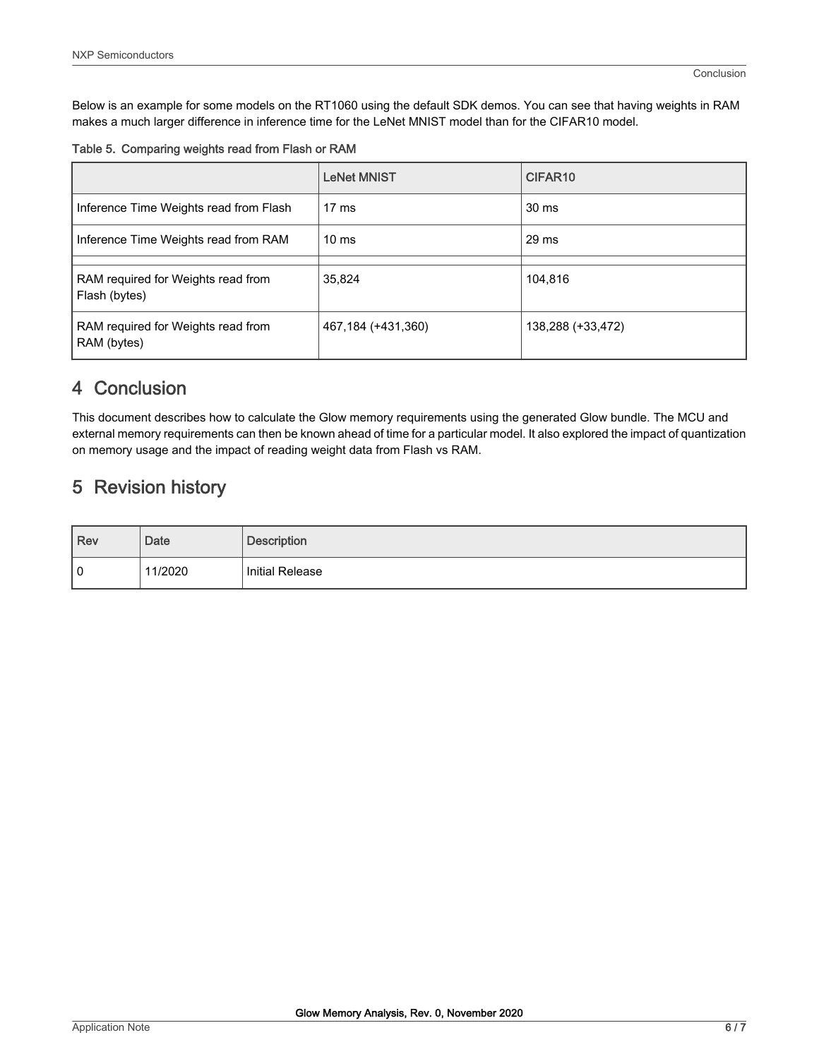Below is an example for some models on the RT1060 using the default SDK demos. You can see that having weights in RAM makes a much larger difference in inference time for the LeNet MNIST model than for the CIFAR10 model.

Table 5. Comparing weights read from Flash or RAM

| | LeNet MNIST | CIFAR10 |
|---|---|---|
| Inference Time Weights read from Flash | 17 ms | 30 ms |
| Inference Time Weights read from RAM | 10 ms | 29 ms |
| | | |
| RAM required for Weights read from Flash (bytes) | 35,824 | 104,816 |
| RAM required for Weights read from RAM (bytes) | 467,184 (+431,360) | 138,288 (+33,472) |

## 4 Conclusion

This document describes how to calculate the Glow memory requirements using the generated Glow bundle. The MCU and external memory requirements can then be known ahead of time for a particular model. It also explored the impact of quantization on memory usage and the impact of reading weight data from Flash vs RAM.

## 5 Revision history

| Rev | Date | Description |
|---|---|---|
| 0 | 11/2020 | Initial Release |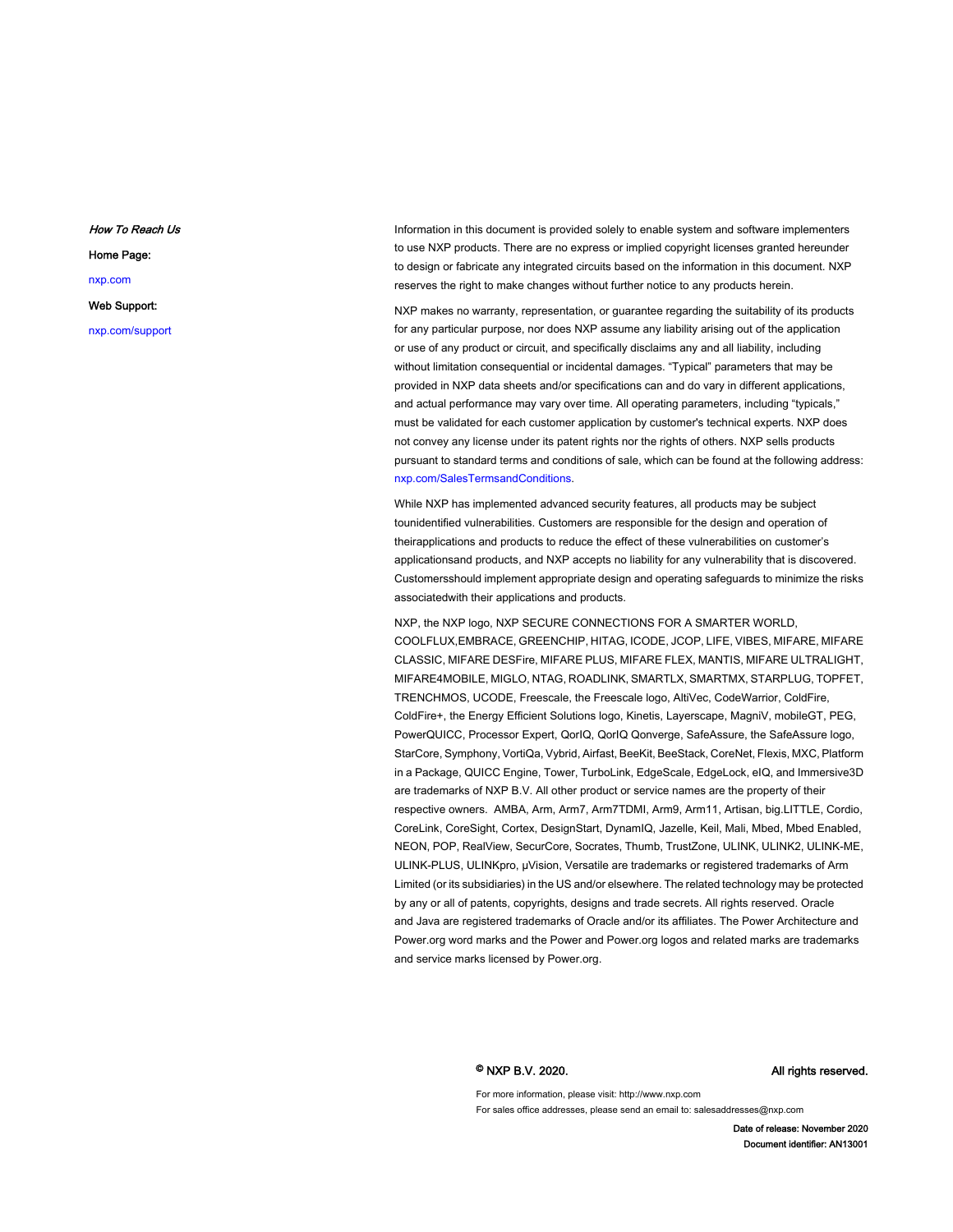*How To Reach Us*

**Home Page:**

nxp.com

**Web Support:**

nxp.com/support

Information in this document is provided solely to enable system and software implementers to use NXP products. There are no express or implied copyright licenses granted hereunder to design or fabricate any integrated circuits based on the information in this document. NXP reserves the right to make changes without further notice to any products herein.

NXP makes no warranty, representation, or guarantee regarding the suitability of its products for any particular purpose, nor does NXP assume any liability arising out of the application or use of any product or circuit, and specifically disclaims any and all liability, including without limitation consequential or incidental damages. “Typical” parameters that may be provided in NXP data sheets and/or specifications can and do vary in different applications, and actual performance may vary over time. All operating parameters, including “typicals,” must be validated for each customer application by customer's technical experts. NXP does not convey any license under its patent rights nor the rights of others. NXP sells products pursuant to standard terms and conditions of sale, which can be found at the following address: nxp.com/SalesTermsandConditions.

While NXP has implemented advanced security features, all products may be subject tounidentified vulnerabilities. Customers are responsible for the design and operation of theirapplications and products to reduce the effect of these vulnerabilities on customer's applicationsand products, and NXP accepts no liability for any vulnerability that is discovered. Customersshould implement appropriate design and operating safeguards to minimize the risks associatedwith their applications and products.

NXP, the NXP logo, NXP SECURE CONNECTIONS FOR A SMARTER WORLD, COOLFLUX,EMBRACE, GREENCHIP, HITAG, ICODE, JCOP, LIFE, VIBES, MIFARE, MIFARE CLASSIC, MIFARE DESFire, MIFARE PLUS, MIFARE FLEX, MANTIS, MIFARE ULTRALIGHT, MIFARE4MOBILE, MIGLO, NTAG, ROADLINK, SMARTLX, SMARTMX, STARPLUG, TOPFET, TRENCHMOS, UCODE, Freescale, the Freescale logo, AltiVec, CodeWarrior, ColdFire, ColdFire+, the Energy Efficient Solutions logo, Kinetis, Layerscape, MagniV, mobileGT, PEG, PowerQUICC, Processor Expert, QorIQ, QorIQ Qonverge, SafeAssure, the SafeAssure logo, StarCore, Symphony, VortiQa, Vybrid, Airfast, BeeKit, BeeStack, CoreNet, Flexis, MXC, Platform in a Package, QUICC Engine, Tower, TurboLink, EdgeScale, EdgeLock, eIQ, and Immersive3D are trademarks of NXP B.V. All other product or service names are the property of their respective owners. AMBA, Arm, Arm7, Arm7TDMI, Arm9, Arm11, Artisan, big.LITTLE, Cordio, CoreLink, CoreSight, Cortex, DesignStart, DynamIQ, Jazelle, Keil, Mali, Mbed, Mbed Enabled, NEON, POP, RealView, SecurCore, Socrates, Thumb, TrustZone, ULINK, ULINK2, ULINK-ME, ULINK-PLUS, ULINKpro, µVision, Versatile are trademarks or registered trademarks of Arm Limited (or its subsidiaries) in the US and/or elsewhere. The related technology may be protected by any or all of patents, copyrights, designs and trade secrets. All rights reserved. Oracle and Java are registered trademarks of Oracle and/or its affiliates. The Power Architecture and Power.org word marks and the Power and Power.org logos and related marks are trademarks and service marks licensed by Power.org.

© NXP B.V. 2020. All rights reserved.

For more information, please visit: http://www.nxp.com
For sales office addresses, please send an email to: salesaddresses@nxp.com

**Date of release: November 2020**
**Document identifier: AN13001**